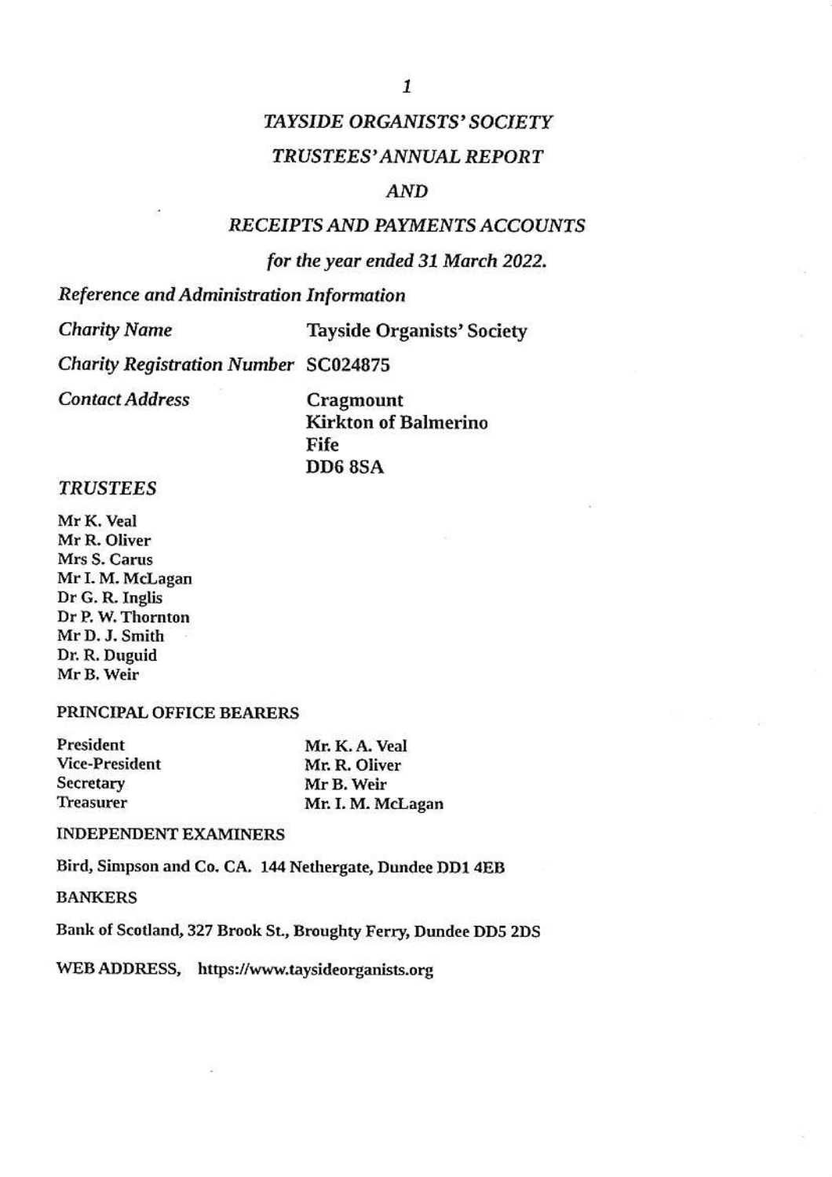# *TAYSIDE ORGANISTS' SOCIETY*

## *TRUSTEES' ANNUAL REPORT*

## *AND*

## *RECEIPTS AND PAYMENTS ACCOUNTS*

### *for the year ended 31 March 2022.*

### *Reference and Administration Information*

| | |
|---|---|
| *Charity Name* | **Tayside Organists' Society** |
| *Charity Registration Number* | **SC024875** |
| *Contact Address* | **Cragmount**<br>**Kirkton of Balmerino**<br>**Fife**<br>**DD6 8SA** |

### *TRUSTEES*

Mr K. Veal
Mr R. Oliver
Mrs S. Carus
Mr I. M. McLagan
Dr G. R. Inglis
Dr P. W. Thornton
Mr D. J. Smith
Dr. R. Duguid
Mr B. Weir

### PRINCIPAL OFFICE BEARERS

| | |
|---|---|
| President | Mr. K. A. Veal |
| Vice-President | Mr. R. Oliver |
| Secretary | Mr B. Weir |
| Treasurer | Mr. I. M. McLagan |

### INDEPENDENT EXAMINERS

Bird, Simpson and Co. CA. 144 Nethergate, Dundee DD1 4EB

### BANKERS

Bank of Scotland, 327 Brook St., Broughty Ferry, Dundee DD5 2DS

WEB ADDRESS, https://www.taysideorganists.org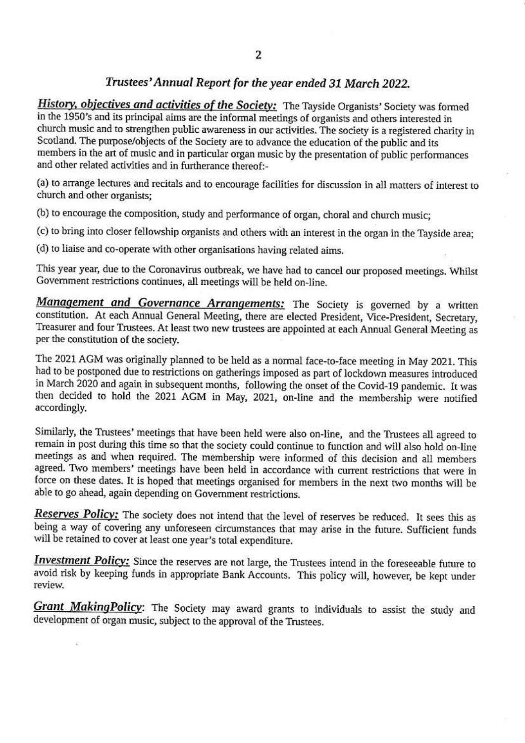## *Trustees' Annual Report for the year ended 31 March 2022.*

***History, objectives and activities of the Society:*** The Tayside Organists' Society was formed in the 1950's and its principal aims are the informal meetings of organists and others interested in church music and to strengthen public awareness in our activities. The society is a registered charity in Scotland. The purpose/objects of the Society are to advance the education of the public and its members in the art of music and in particular organ music by the presentation of public performances and other related activities and in furtherance thereof:-

(a) to arrange lectures and recitals and to encourage facilities for discussion in all matters of interest to church and other organists;

(b) to encourage the composition, study and performance of organ, choral and church music;

(c) to bring into closer fellowship organists and others with an interest in the organ in the Tayside area;

(d) to liaise and co-operate with other organisations having related aims.

This year year, due to the Coronavirus outbreak, we have had to cancel our proposed meetings. Whilst Government restrictions continues, all meetings will be held on-line.

***Management and Governance Arrangements:*** The Society is governed by a written constitution. At each Annual General Meeting, there are elected President, Vice-President, Secretary, Treasurer and four Trustees. At least two new trustees are appointed at each Annual General Meeting as per the constitution of the society.

The 2021 AGM was originally planned to be held as a normal face-to-face meeting in May 2021. This had to be postponed due to restrictions on gatherings imposed as part of lockdown measures introduced in March 2020 and again in subsequent months, following the onset of the Covid-19 pandemic. It was then decided to hold the 2021 AGM in May, 2021, on-line and the membership were notified accordingly.

Similarly, the Trustees' meetings that have been held were also on-line, and the Trustees all agreed to remain in post during this time so that the society could continue to function and will also hold on-line meetings as and when required. The membership were informed of this decision and all members agreed. Two members' meetings have been held in accordance with current restrictions that were in force on these dates. It is hoped that meetings organised for members in the next two months will be able to go ahead, again depending on Government restrictions.

***Reserves Policy:*** The society does not intend that the level of reserves be reduced. It sees this as being a way of covering any unforeseen circumstances that may arise in the future. Sufficient funds will be retained to cover at least one year's total expenditure.

***Investment Policy:*** Since the reserves are not large, the Trustees intend in the foreseeable future to avoid risk by keeping funds in appropriate Bank Accounts. This policy will, however, be kept under review.

***Grant MakingPolicy:*** The Society may award grants to individuals to assist the study and development of organ music, subject to the approval of the Trustees.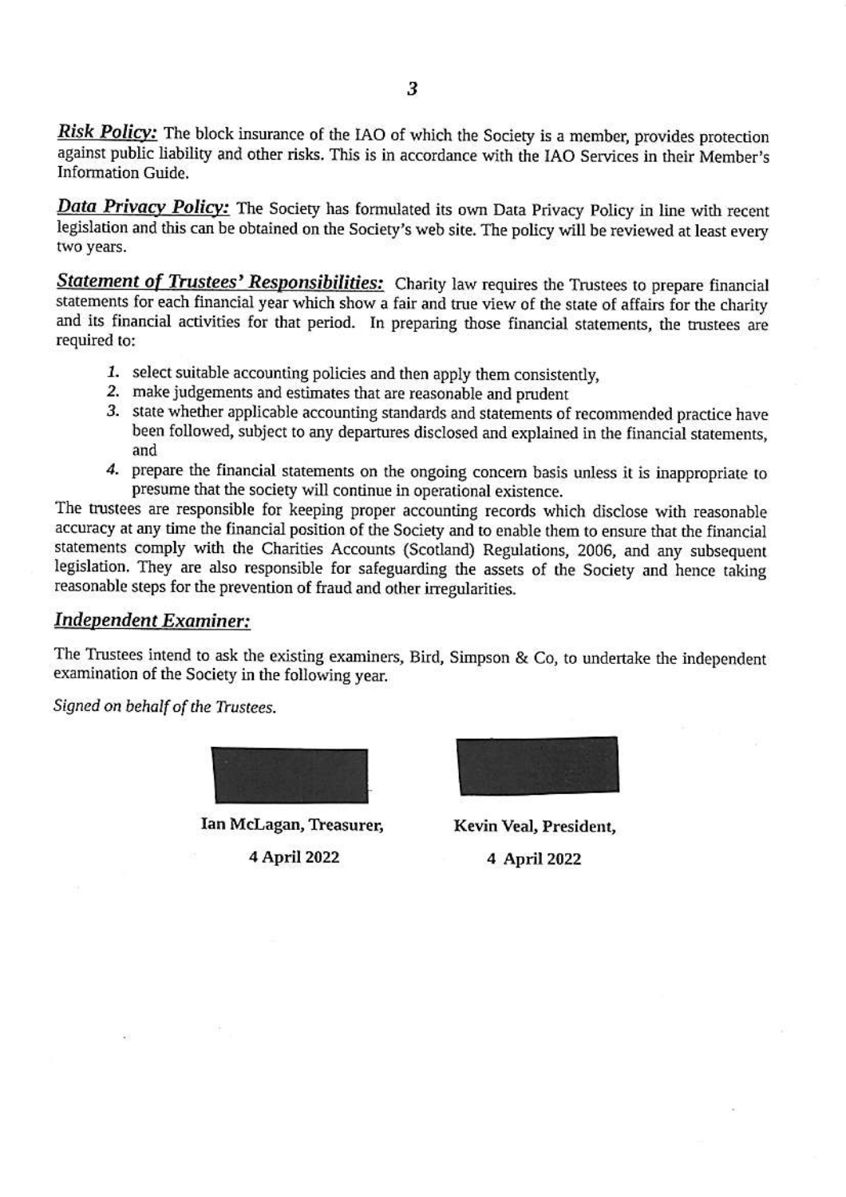***Risk Policy:*** The block insurance of the IAO of which the Society is a member, provides protection against public liability and other risks. This is in accordance with the IAO Services in their Member's Information Guide.

***Data Privacy Policy:*** The Society has formulated its own Data Privacy Policy in line with recent legislation and this can be obtained on the Society's web site. The policy will be reviewed at least every two years.

***Statement of Trustees' Responsibilities:*** Charity law requires the Trustees to prepare financial statements for each financial year which show a fair and true view of the state of affairs for the charity and its financial activities for that period. In preparing those financial statements, the trustees are required to:

1. select suitable accounting policies and then apply them consistently,
2. make judgements and estimates that are reasonable and prudent
3. state whether applicable accounting standards and statements of recommended practice have been followed, subject to any departures disclosed and explained in the financial statements, and
4. prepare the financial statements on the ongoing concern basis unless it is inappropriate to presume that the society will continue in operational existence.

The trustees are responsible for keeping proper accounting records which disclose with reasonable accuracy at any time the financial position of the Society and to enable them to ensure that the financial statements comply with the Charities Accounts (Scotland) Regulations, 2006, and any subsequent legislation. They are also responsible for safeguarding the assets of the Society and hence taking reasonable steps for the prevention of fraud and other irregularities.

## ***Independent Examiner:***

The Trustees intend to ask the existing examiners, Bird, Simpson & Co, to undertake the independent examination of the Society in the following year.

*Signed on behalf of the Trustees.*

| **Ian McLagan, Treasurer,** | **Kevin Veal, President,** |
| --- | --- |
| **4 April 2022** | **4 April 2022** |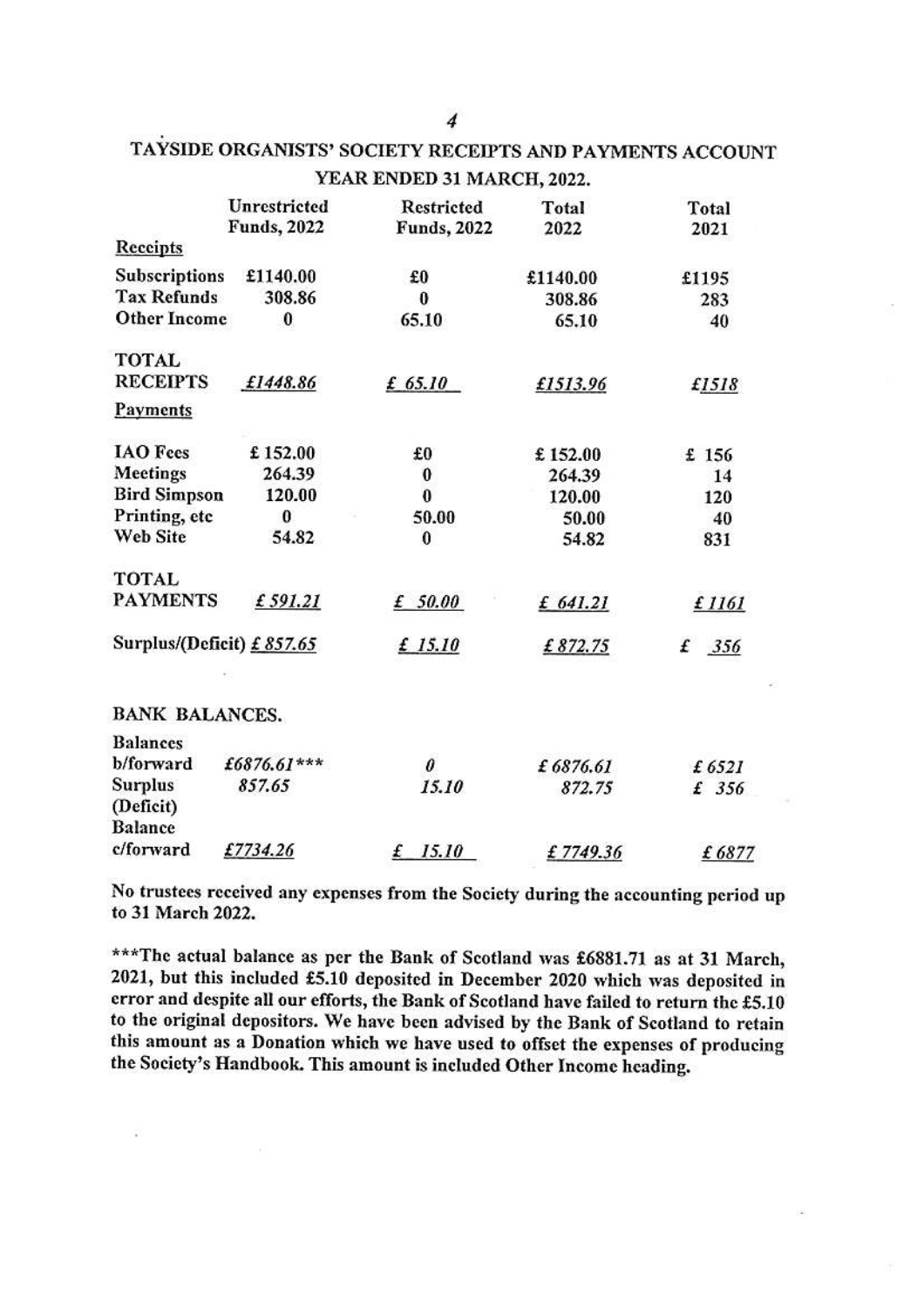# TAYSIDE ORGANISTS' SOCIETY RECEIPTS AND PAYMENTS ACCOUNT

## YEAR ENDED 31 MARCH, 2022.

| | Unrestricted Funds, 2022 | Restricted Funds, 2022 | Total 2022 | Total 2021 |
|---|---|---|---|---|
| **Receipts** | | | | |
| Subscriptions | £1140.00 | £0 | £1140.00 | £1195 |
| Tax Refunds | 308.86 | 0 | 308.86 | 283 |
| Other Income | 0 | 65.10 | 65.10 | 40 |
| TOTAL RECEIPTS | *£1448.86* | *£ 65.10* | *£1513.96* | *£1518* |
| **Payments** | | | | |
| IAO Fees | £ 152.00 | £0 | £ 152.00 | £ 156 |
| Meetings | 264.39 | 0 | 264.39 | 14 |
| Bird Simpson | 120.00 | 0 | 120.00 | 120 |
| Printing, etc | 0 | 50.00 | 50.00 | 40 |
| Web Site | 54.82 | 0 | 54.82 | 831 |
| TOTAL PAYMENTS | *£ 591.21* | *£ 50.00* | *£ 641.21* | *£ 1161* |
| Surplus/(Deficit) | *£ 857.65* | *£ 15.10* | *£ 872.75* | *£ 356* |

BANK BALANCES.

| | | | | |
|---|---|---|---|---|
| Balances b/forward | *£6876.61**** | *0* | *£ 6876.61* | *£ 6521* |
| Surplus (Deficit) | *857.65* | *15.10* | *872.75* | *£ 356* |
| Balance c/forward | *£7734.26* | *£ 15.10* | *£ 7749.36* | *£ 6877* |

**No trustees received any expenses from the Society during the accounting period up to 31 March 2022.**

*****The actual balance as per the Bank of Scotland was £6881.71 as at 31 March, 2021, but this included £5.10 deposited in December 2020 which was deposited in error and despite all our efforts, the Bank of Scotland have failed to return the £5.10 to the original depositors. We have been advised by the Bank of Scotland to retain this amount as a Donation which we have used to offset the expenses of producing the Society's Handbook. This amount is included Other Income heading.**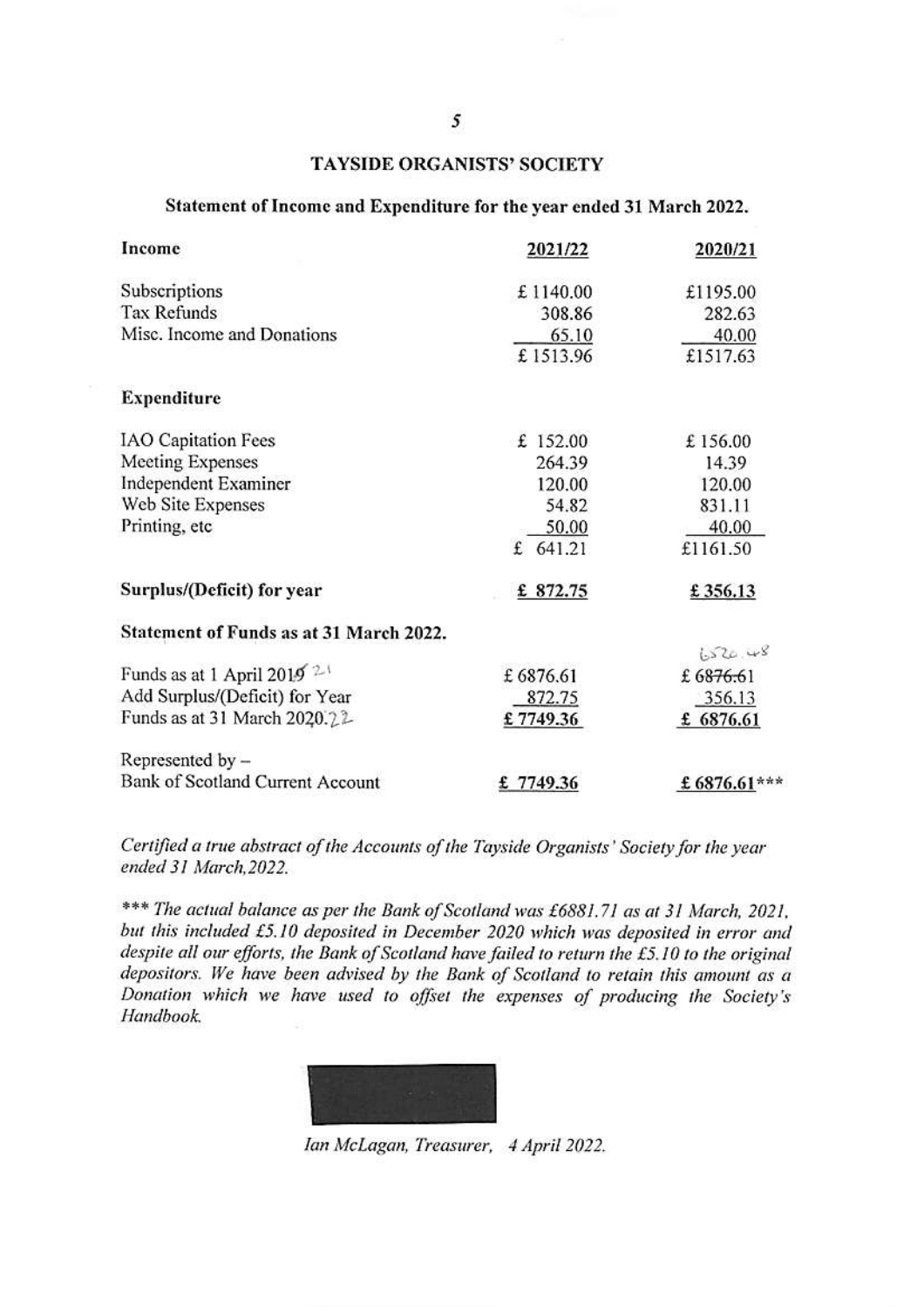## TAYSIDE ORGANISTS' SOCIETY

### Statement of Income and Expenditure for the year ended 31 March 2022.

| **Income** | 2021/22 | 2020/21 |
|---|---|---|
| Subscriptions | £ 1140.00 | £1195.00 |
| Tax Refunds | 308.86 | 282.63 |
| Misc. Income and Donations | 65.10 | 40.00 |
| | £ 1513.96 | £1517.63 |
| **Expenditure** | | |
| IAO Capitation Fees | £ 152.00 | £ 156.00 |
| Meeting Expenses | 264.39 | 14.39 |
| Independent Examiner | 120.00 | 120.00 |
| Web Site Expenses | 54.82 | 831.11 |
| Printing, etc | 50.00 | 40.00 |
| | £ 641.21 | £1161.50 |
| **Surplus/(Deficit) for year** | **£ 872.75** | **£ 356.13** |

### Statement of Funds as at 31 March 2022.

| | | |
|---|---|---|
| Funds as at 1 April ~~2019~~ 21 | £ 6876.61 | £ ~~6876.61~~ 6520.48 |
| Add Surplus/(Deficit) for Year | 872.75 | 356.13 |
| Funds as at 31 March ~~2020~~ 22 | **£ 7749.36** | **£ 6876.61** |
| Represented by – | | |
| Bank of Scotland Current Account | **£ 7749.36** | **£ 6876.61*** ** |

*Certified a true abstract of the Accounts of the Tayside Organists' Society for the year ended 31 March, 2022.*

*\*\*\* The actual balance as per the Bank of Scotland was £6881.71 as at 31 March, 2021, but this included £5.10 deposited in December 2020 which was deposited in error and despite all our efforts, the Bank of Scotland have failed to return the £5.10 to the original depositors. We have been advised by the Bank of Scotland to retain this amount as a Donation which we have used to offset the expenses of producing the Society's Handbook.*

*Ian McLagan, Treasurer, 4 April 2022.*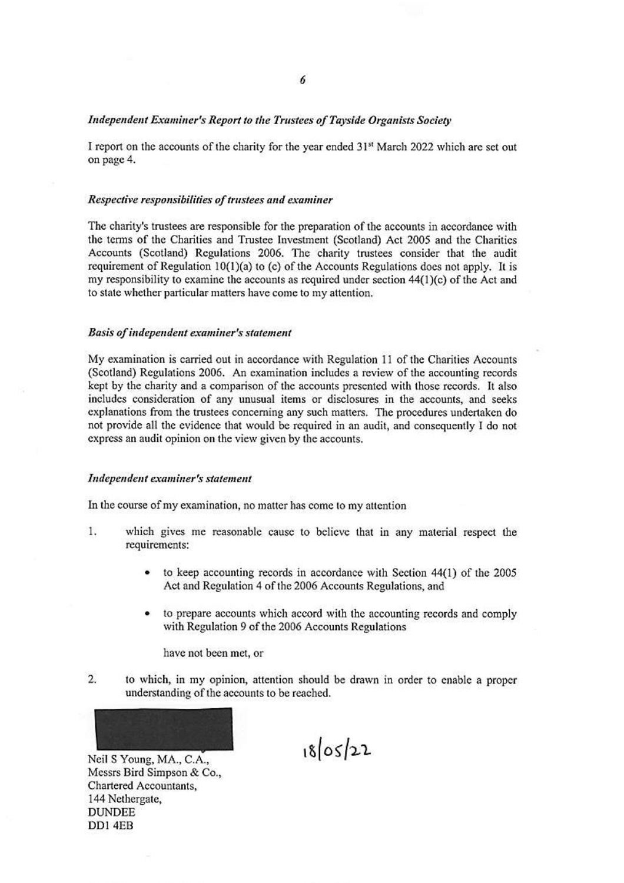### *Independent Examiner's Report to the Trustees of Tayside Organists Society*

I report on the accounts of the charity for the year ended 31st March 2022 which are set out on page 4.

#### *Respective responsibilities of trustees and examiner*

The charity's trustees are responsible for the preparation of the accounts in accordance with the terms of the Charities and Trustee Investment (Scotland) Act 2005 and the Charities Accounts (Scotland) Regulations 2006. The charity trustees consider that the audit requirement of Regulation 10(1)(a) to (c) of the Accounts Regulations does not apply. It is my responsibility to examine the accounts as required under section 44(1)(c) of the Act and to state whether particular matters have come to my attention.

#### *Basis of independent examiner's statement*

My examination is carried out in accordance with Regulation 11 of the Charities Accounts (Scotland) Regulations 2006. An examination includes a review of the accounting records kept by the charity and a comparison of the accounts presented with those records. It also includes consideration of any unusual items or disclosures in the accounts, and seeks explanations from the trustees concerning any such matters. The procedures undertaken do not provide all the evidence that would be required in an audit, and consequently I do not express an audit opinion on the view given by the accounts.

#### *Independent examiner's statement*

In the course of my examination, no matter has come to my attention

1. which gives me reasonable cause to believe that in any material respect the requirements:

    - to keep accounting records in accordance with Section 44(1) of the 2005 Act and Regulation 4 of the 2006 Accounts Regulations, and
    - to prepare accounts which accord with the accounting records and comply with Regulation 9 of the 2006 Accounts Regulations

    have not been met, or

2. to which, in my opinion, attention should be drawn in order to enable a proper understanding of the accounts to be reached.

18/05/22

Neil S Young, MA., C.A.,
Messrs Bird Simpson & Co.,
Chartered Accountants,
144 Nethergate,
DUNDEE
DD1 4EB